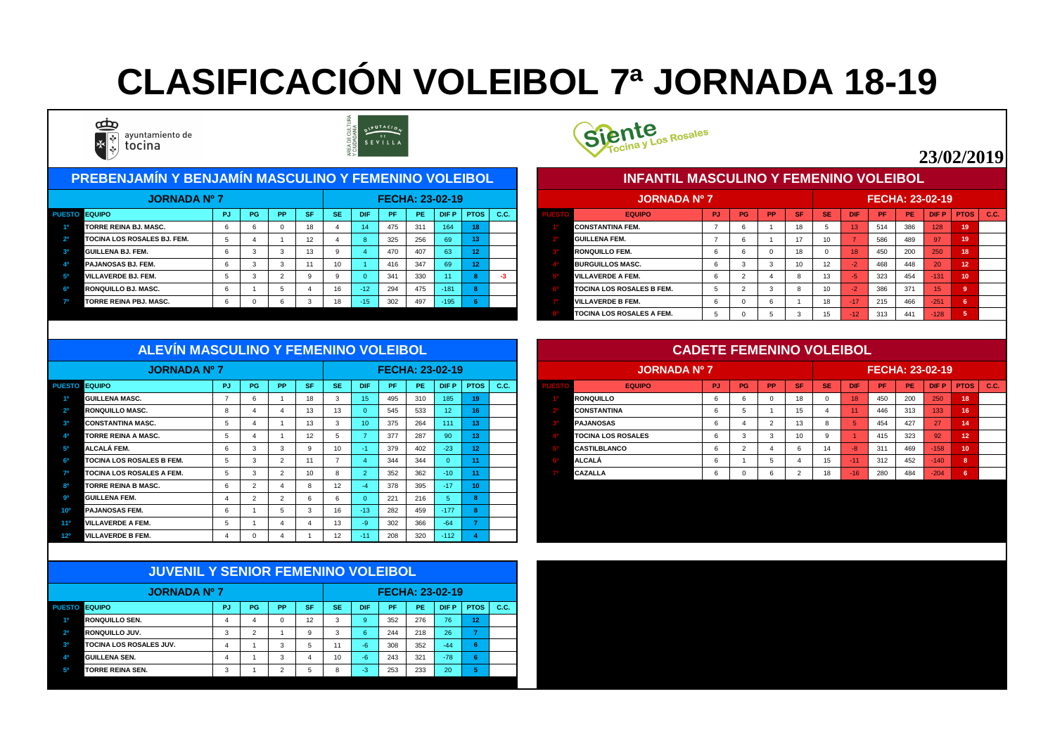# CLASIFICACIÓN VOLEIBOL 7ª JORNADA 18-19

ayuntamiento de tocina

Siente Tocina y Los Rosales

**23/02/2019**

## PREBENJAMÍN Y BENJAMÍN MASCULINO Y FEMENINO VOLEIBOL

**JORNADA Nº 7** — **FECHA: 23-02-19**

| PUESTO | EQUIPO | PJ | PG | PP | SF | SE | DIF | PF | PE | DIF P | PTOS | C.C. |
|---|---|---|---|---|---|---|---|---|---|---|---|---|
| 1º | TORRE REINA BJ. MASC. | 6 | 6 | 0 | 18 | 4 | 14 | 475 | 311 | 164 | 18 | |
| 2º | TOCINA LOS ROSALES BJ. FEM. | 5 | 4 | 1 | 12 | 4 | 8 | 325 | 256 | 69 | 13 | |
| 3º | GUILLENA BJ. FEM. | 6 | 3 | 3 | 13 | 9 | 4 | 470 | 407 | 63 | 12 | |
| 4º | PAJANOSAS BJ. FEM. | 6 | 3 | 3 | 11 | 10 | 1 | 416 | 347 | 69 | 12 | |
| 5º | VILLAVERDE BJ. FEM. | 5 | 3 | 2 | 9 | 9 | 0 | 341 | 330 | 11 | 8 | -3 |
| 6º | RONQUILLO BJ. MASC. | 6 | 1 | 5 | 4 | 16 | -12 | 294 | 475 | -181 | 8 | |
| 7º | TORRE REINA PBJ. MASC. | 6 | 0 | 6 | 3 | 18 | -15 | 302 | 497 | -195 | 6 | |

## INFANTIL MASCULINO Y FEMENINO VOLEIBOL

**JORNADA Nº 7** — **FECHA: 23-02-19**

| PUESTO | EQUIPO | PJ | PG | PP | SF | SE | DIF | PF | PE | DIF P | PTOS | C.C. |
|---|---|---|---|---|---|---|---|---|---|---|---|---|
| 1º | CONSTANTINA FEM. | 7 | 6 | 1 | 18 | 5 | 13 | 514 | 386 | 128 | 19 | |
| 2º | GUILLENA FEM. | 7 | 6 | 1 | 17 | 10 | 7 | 586 | 489 | 97 | 19 | |
| 3º | RONQUILLO FEM. | 6 | 6 | 0 | 18 | 0 | 18 | 450 | 200 | 250 | 18 | |
| 4º | BURGUILLOS MASC. | 6 | 3 | 3 | 10 | 12 | -2 | 468 | 448 | 20 | 12 | |
| 5º | VILLAVERDE A FEM. | 6 | 2 | 4 | 8 | 13 | -5 | 323 | 454 | -131 | 10 | |
| 6º | TOCINA LOS ROSALES B FEM. | 5 | 2 | 3 | 8 | 10 | -2 | 386 | 371 | 15 | 9 | |
| 7º | VILLAVERDE B FEM. | 6 | 0 | 6 | 1 | 18 | -17 | 215 | 466 | -251 | 6 | |
| 8º | TOCINA LOS ROSALES A FEM. | 5 | 0 | 5 | 3 | 15 | -12 | 313 | 441 | -128 | 5 | |

## ALEVÍN MASCULINO Y FEMENINO VOLEIBOL

**JORNADA Nº 7** — **FECHA: 23-02-19**

| PUESTO | EQUIPO | PJ | PG | PP | SF | SE | DIF | PF | PE | DIF P | PTOS | C.C. |
|---|---|---|---|---|---|---|---|---|---|---|---|---|
| 1º | GUILLENA MASC. | 7 | 6 | 1 | 18 | 3 | 15 | 495 | 310 | 185 | 19 | |
| 2º | RONQUILLO MASC. | 8 | 4 | 4 | 13 | 13 | 0 | 545 | 533 | 12 | 16 | |
| 3º | CONSTANTINA MASC. | 5 | 4 | 1 | 13 | 3 | 10 | 375 | 264 | 111 | 13 | |
| 4º | TORRE REINA A MASC. | 5 | 4 | 1 | 12 | 5 | 7 | 377 | 287 | 90 | 13 | |
| 5º | ALCALÁ FEM. | 6 | 3 | 3 | 9 | 10 | -1 | 379 | 402 | -23 | 12 | |
| 6º | TOCINA LOS ROSALES B FEM. | 5 | 3 | 2 | 11 | 7 | 4 | 344 | 344 | 0 | 11 | |
| 7º | TOCINA LOS ROSALES A FEM. | 5 | 3 | 2 | 10 | 8 | 2 | 352 | 362 | -10 | 11 | |
| 8º | TORRE REINA B MASC. | 6 | 2 | 4 | 8 | 12 | -4 | 378 | 395 | -17 | 10 | |
| 9º | GUILLENA FEM. | 4 | 2 | 2 | 6 | 6 | 0 | 221 | 216 | 5 | 8 | |
| 10º | PAJANOSAS FEM. | 6 | 1 | 5 | 3 | 16 | -13 | 282 | 459 | -177 | 8 | |
| 11º | VILLAVERDE A FEM. | 5 | 1 | 4 | 4 | 13 | -9 | 302 | 366 | -64 | 7 | |
| 12º | VILLAVERDE B FEM. | 4 | 0 | 4 | 1 | 12 | -11 | 208 | 320 | -112 | 4 | |

## CADETE FEMENINO VOLEIBOL

**JORNADA Nº 7** — **FECHA: 23-02-19**

| PUESTO | EQUIPO | PJ | PG | PP | SF | SE | DIF | PF | PE | DIF P | PTOS | C.C. |
|---|---|---|---|---|---|---|---|---|---|---|---|---|
| 1º | RONQUILLO | 6 | 6 | 0 | 18 | 0 | 18 | 450 | 200 | 250 | 18 | |
| 2º | CONSTANTINA | 6 | 5 | 1 | 15 | 4 | 11 | 446 | 313 | 133 | 16 | |
| 3º | PAJANOSAS | 6 | 4 | 2 | 13 | 8 | 5 | 454 | 427 | 27 | 14 | |
| 4º | TOCINA LOS ROSALES | 6 | 3 | 3 | 10 | 9 | 1 | 415 | 323 | 92 | 12 | |
| 5º | CASTILBLANCO | 6 | 2 | 4 | 6 | 14 | -8 | 311 | 469 | -158 | 10 | |
| 6º | ALCALÁ | 6 | 1 | 5 | 4 | 15 | -11 | 312 | 452 | -140 | 8 | |
| 7º | CAZALLA | 6 | 0 | 6 | 2 | 18 | -16 | 280 | 484 | -204 | 6 | |

## JUVENIL Y SENIOR FEMENINO VOLEIBOL

**JORNADA Nº 7** — **FECHA: 23-02-19**

| PUESTO | EQUIPO | PJ | PG | PP | SF | SE | DIF | PF | PE | DIF P | PTOS | C.C. |
|---|---|---|---|---|---|---|---|---|---|---|---|---|
| 1º | RONQUILLO SEN. | 4 | 4 | 0 | 12 | 3 | 9 | 352 | 276 | 76 | 12 | |
| 2º | RONQUILLO JUV. | 3 | 2 | 1 | 9 | 3 | 6 | 244 | 218 | 26 | 7 | |
| 3º | TOCINA LOS ROSALES JUV. | 4 | 1 | 3 | 5 | 11 | -6 | 308 | 352 | -44 | 6 | |
| 4º | GUILLENA SEN. | 4 | 1 | 3 | 4 | 10 | -6 | 243 | 321 | -78 | 6 | |
| 5º | TORRE REINA SEN. | 3 | 1 | 2 | 5 | 8 | -3 | 253 | 233 | 20 | 5 | |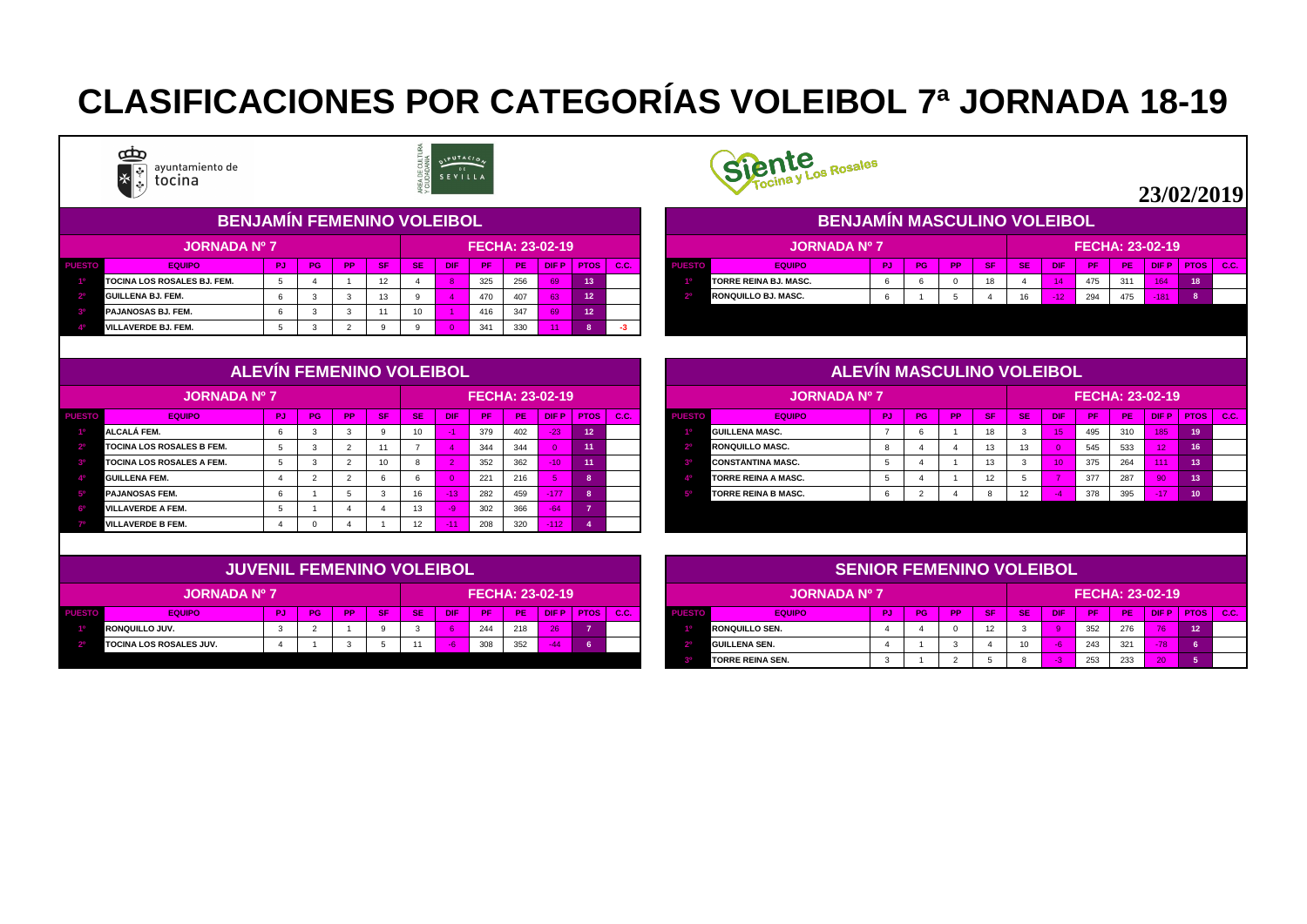# CLASIFICACIONES POR CATEGORÍAS VOLEIBOL 7ª JORNADA 18-19

**23/02/2019**

## BENJAMÍN FEMENINO VOLEIBOL

**JORNADA Nº 7** — **FECHA: 23-02-19**

| PUESTO | EQUIPO | PJ | PG | PP | SF | SE | DIF | PF | PE | DIF P | PTOS | C.C. |
|---|---|---|---|---|---|---|---|---|---|---|---|---|
| 1º | TOCINA LOS ROSALES BJ. FEM. | 5 | 4 | 1 | 12 | 4 | 8 | 325 | 256 | 69 | 13 | |
| 2º | GUILLENA BJ. FEM. | 6 | 3 | 3 | 13 | 9 | 4 | 470 | 407 | 63 | 12 | |
| 3º | PAJANOSAS BJ. FEM. | 6 | 3 | 3 | 11 | 10 | 1 | 416 | 347 | 69 | 12 | |
| 4º | VILLAVERDE BJ. FEM. | 5 | 3 | 2 | 9 | 9 | 0 | 341 | 330 | 11 | 8 | -3 |

## BENJAMÍN MASCULINO VOLEIBOL

**JORNADA Nº 7** — **FECHA: 23-02-19**

| PUESTO | EQUIPO | PJ | PG | PP | SF | SE | DIF | PF | PE | DIF P | PTOS | C.C. |
|---|---|---|---|---|---|---|---|---|---|---|---|---|
| 1º | TORRE REINA BJ. MASC. | 6 | 6 | 0 | 18 | 4 | 14 | 475 | 311 | 164 | 18 | |
| 2º | RONQUILLO BJ. MASC. | 6 | 1 | 5 | 4 | 16 | -12 | 294 | 475 | -181 | 8 | |

## ALEVÍN FEMENINO VOLEIBOL

**JORNADA Nº 7** — **FECHA: 23-02-19**

| PUESTO | EQUIPO | PJ | PG | PP | SF | SE | DIF | PF | PE | DIF P | PTOS | C.C. |
|---|---|---|---|---|---|---|---|---|---|---|---|---|
| 1º | ALCALÁ FEM. | 6 | 3 | 3 | 9 | 10 | -1 | 379 | 402 | -23 | 12 | |
| 2º | TOCINA LOS ROSALES B FEM. | 5 | 3 | 2 | 11 | 7 | 4 | 344 | 344 | 0 | 11 | |
| 3º | TOCINA LOS ROSALES A FEM. | 5 | 3 | 2 | 10 | 8 | 2 | 352 | 362 | -10 | 11 | |
| 4º | GUILLENA FEM. | 4 | 2 | 2 | 6 | 6 | 0 | 221 | 216 | 5 | 8 | |
| 5º | PAJANOSAS FEM. | 6 | 1 | 5 | 3 | 16 | -13 | 282 | 459 | -177 | 8 | |
| 6º | VILLAVERDE A FEM. | 5 | 1 | 4 | 4 | 13 | -9 | 302 | 366 | -64 | 7 | |
| 7º | VILLAVERDE B FEM. | 4 | 0 | 4 | 1 | 12 | -11 | 208 | 320 | -112 | 4 | |

## ALEVÍN MASCULINO VOLEIBOL

**JORNADA Nº 7** — **FECHA: 23-02-19**

| PUESTO | EQUIPO | PJ | PG | PP | SF | SE | DIF | PF | PE | DIF P | PTOS | C.C. |
|---|---|---|---|---|---|---|---|---|---|---|---|---|
| 1º | GUILLENA MASC. | 7 | 6 | 1 | 18 | 3 | 15 | 495 | 310 | 185 | 19 | |
| 2º | RONQUILLO MASC. | 8 | 4 | 4 | 13 | 13 | 0 | 545 | 533 | 12 | 16 | |
| 3º | CONSTANTINA MASC. | 5 | 4 | 1 | 13 | 3 | 10 | 375 | 264 | 111 | 13 | |
| 4º | TORRE REINA A MASC. | 5 | 4 | 1 | 12 | 5 | 7 | 377 | 287 | 90 | 13 | |
| 5º | TORRE REINA B MASC. | 6 | 2 | 4 | 8 | 12 | -4 | 378 | 395 | -17 | 10 | |

## JUVENIL FEMENINO VOLEIBOL

**JORNADA Nº 7** — **FECHA: 23-02-19**

| PUESTO | EQUIPO | PJ | PG | PP | SF | SE | DIF | PF | PE | DIF P | PTOS | C.C. |
|---|---|---|---|---|---|---|---|---|---|---|---|---|
| 1º | RONQUILLO JUV. | 3 | 2 | 1 | 9 | 3 | 6 | 244 | 218 | 26 | 7 | |
| 2º | TOCINA LOS ROSALES JUV. | 4 | 1 | 3 | 5 | 11 | -6 | 308 | 352 | -44 | 6 | |

## SENIOR FEMENINO VOLEIBOL

**JORNADA Nº 7** — **FECHA: 23-02-19**

| PUESTO | EQUIPO | PJ | PG | PP | SF | SE | DIF | PF | PE | DIF P | PTOS | C.C. |
|---|---|---|---|---|---|---|---|---|---|---|---|---|
| 1º | RONQUILLO SEN. | 4 | 4 | 0 | 12 | 3 | 9 | 352 | 276 | 76 | 12 | |
| 2º | GUILLENA SEN. | 4 | 1 | 3 | 4 | 10 | -6 | 243 | 321 | -78 | 6 | |
| 3º | TORRE REINA SEN. | 3 | 1 | 2 | 5 | 8 | -3 | 253 | 233 | 20 | 5 | |